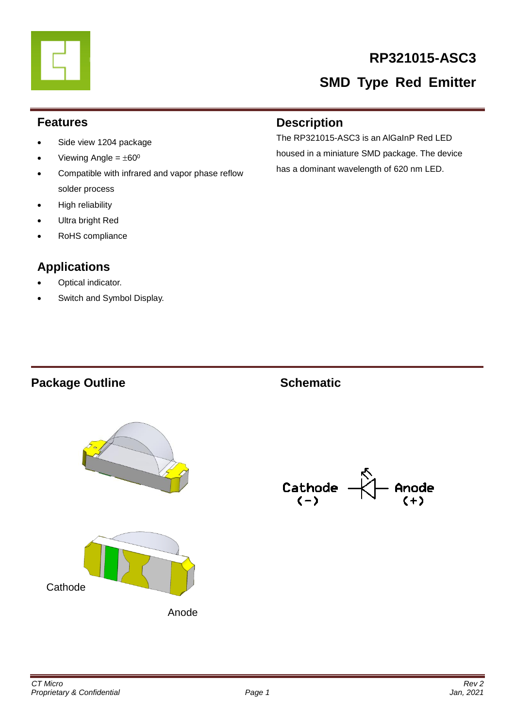# RP321015-ASC3

## SMD Type Red Emitter

## Features

- Side view 1204 package
- Viewing Angle = $\pm 60^0$
- Compatible with infrared and vapor phase reflow solder process
- High reliability
- Ultra bright Red
- RoHS compliance

## Description

The RP321015-ASC3 is an AlGaInP Red LED housed in a miniature SMD package. The device has a dominant wavelength of 620 nm LED.

## Applications

- Optical indicator.
- Switch and Symbol Display.

## Package Outline

Cathode

Anode

## Schematic

Cathode (−) Anode (+)

*CT Micro*
*Proprietary & Confidential*

*Rev 2*
*Jan, 2021*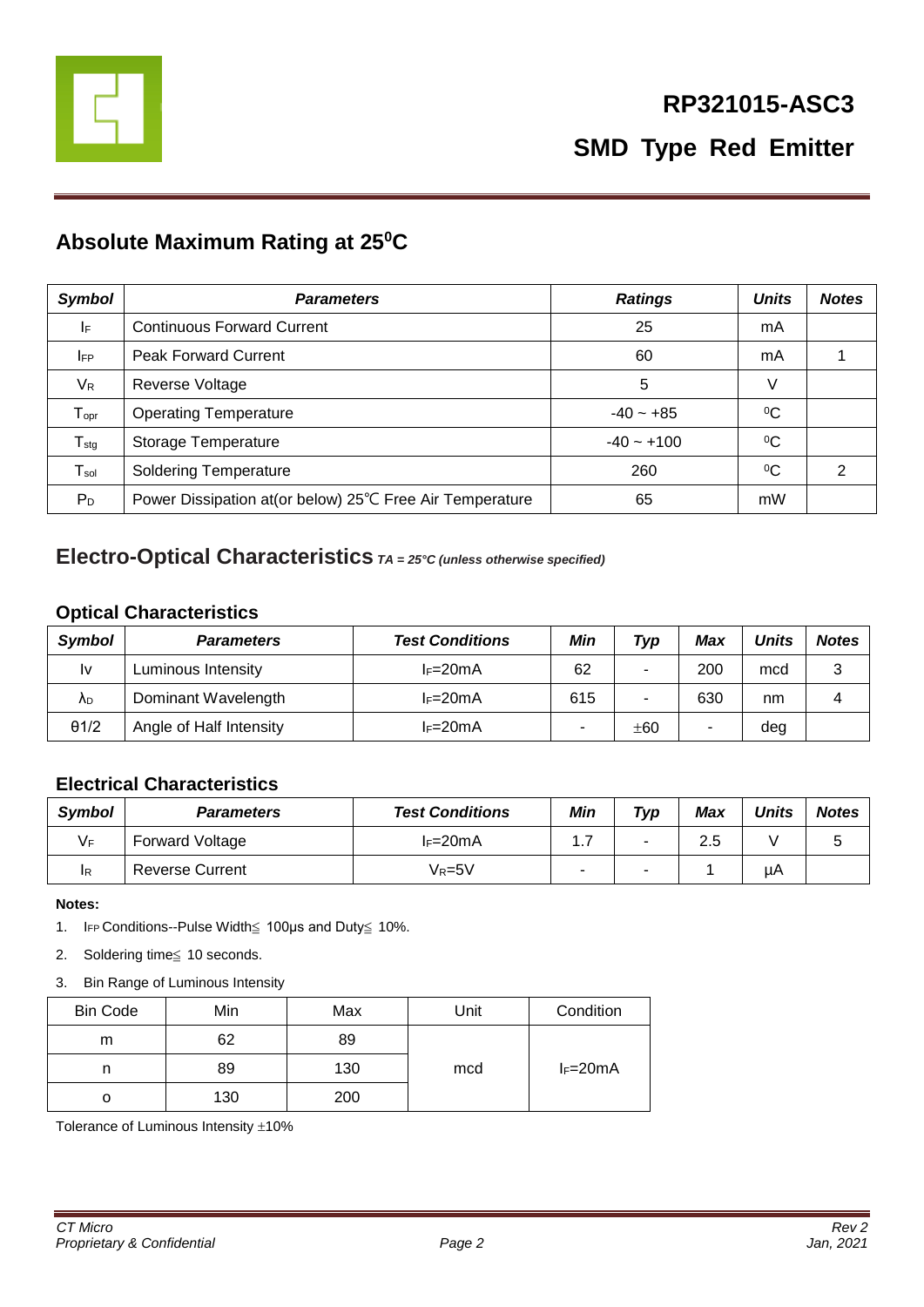# RP321015-ASC3

## SMD Type Red Emitter

## Absolute Maximum Rating at 25°C

| Symbol | Parameters | Ratings | Units | Notes |
|---|---|---|---|---|
| $I_F$ | Continuous Forward Current | 25 | mA | |
| $I_{FP}$ | Peak Forward Current | 60 | mA | 1 |
| $V_R$ | Reverse Voltage | 5 | V | |
| $T_{opr}$ | Operating Temperature | -40 ~ +85 | °C | |
| $T_{stg}$ | Storage Temperature | -40 ~ +100 | °C | |
| $T_{sol}$ | Soldering Temperature | 260 | °C | 2 |
| $P_D$ | Power Dissipation at(or below) 25℃ Free Air Temperature | 65 | mW | |

## Electro-Optical Characteristics *TA = 25°C (unless otherwise specified)*

### Optical Characteristics

| Symbol | Parameters | Test Conditions | Min | Typ | Max | Units | Notes |
|---|---|---|---|---|---|---|---|
| Iv | Luminous Intensity | $I_F$=20mA | 62 | - | 200 | mcd | 3 |
| $\lambda_D$ | Dominant Wavelength | $I_F$=20mA | 615 | - | 630 | nm | 4 |
| θ1/2 | Angle of Half Intensity | $I_F$=20mA | - | ±60 | - | deg | |

### Electrical Characteristics

| Symbol | Parameters | Test Conditions | Min | Typ | Max | Units | Notes |
|---|---|---|---|---|---|---|---|
| $V_F$ | Forward Voltage | $I_F$=20mA | 1.7 | - | 2.5 | V | 5 |
| $I_R$ | Reverse Current | $V_R$=5V | - | - | 1 | μA | |

**Notes:**

1. $I_{FP}$ Conditions--Pulse Width≦ 100μs and Duty≦ 10%.
2. Soldering time≦ 10 seconds.
3. Bin Range of Luminous Intensity

| Bin Code | Min | Max | Unit | Condition |
|---|---|---|---|---|
| m | 62 | 89 | mcd | $I_F$=20mA |
| n | 89 | 130 | | |
| o | 130 | 200 | | |

Tolerance of Luminous Intensity ±10%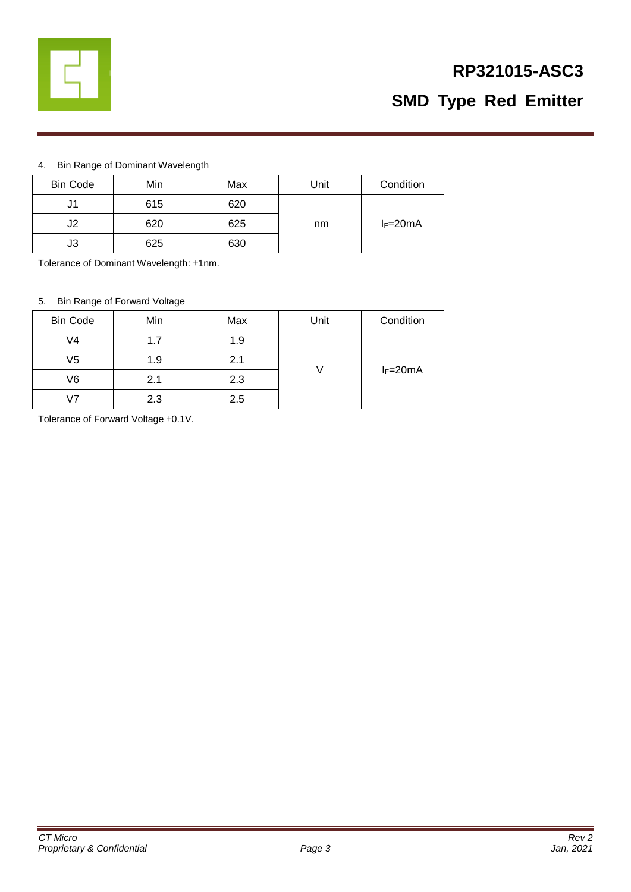4. Bin Range of Dominant Wavelength

| Bin Code | Min | Max | Unit | Condition |
|---|---|---|---|---|
| J1 | 615 | 620 | nm | $I_F$=20mA |
| J2 | 620 | 625 | | |
| J3 | 625 | 630 | | |

Tolerance of Dominant Wavelength: ±1nm.

5. Bin Range of Forward Voltage

| Bin Code | Min | Max | Unit | Condition |
|---|---|---|---|---|
| V4 | 1.7 | 1.9 | V | $I_F$=20mA |
| V5 | 1.9 | 2.1 | | |
| V6 | 2.1 | 2.3 | | |
| V7 | 2.3 | 2.5 | | |

Tolerance of Forward Voltage ±0.1V.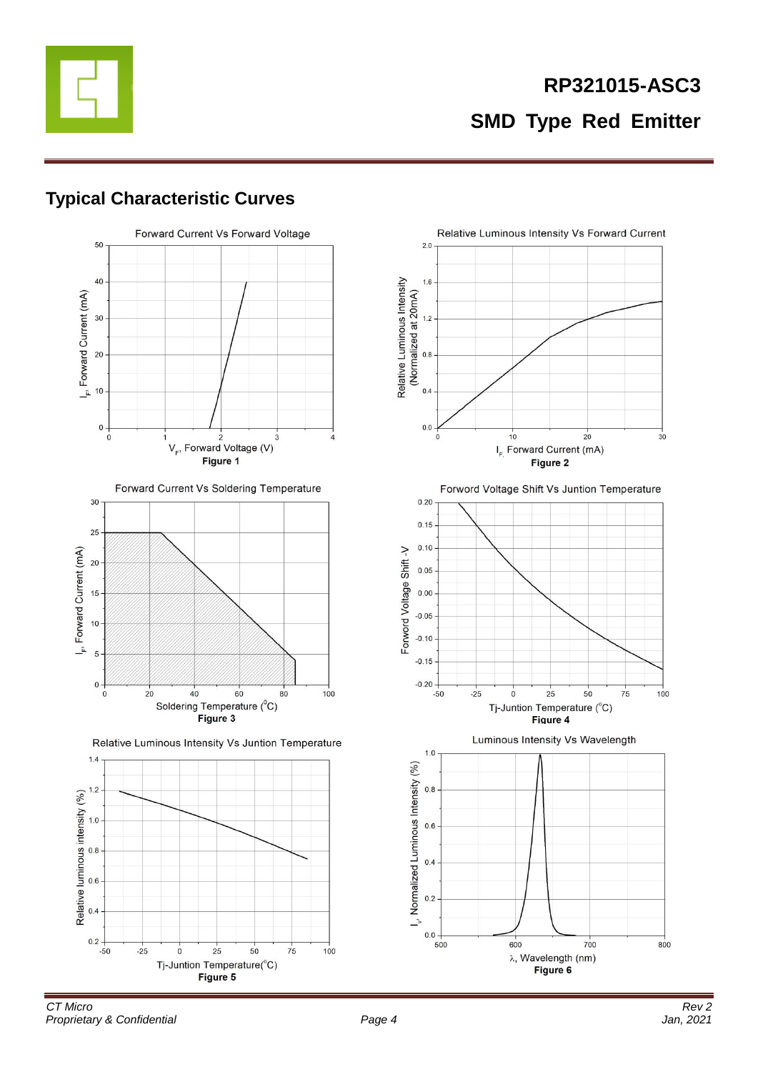## Typical Characteristic Curves

Forward Current Vs Forward Voltage

Figure 1

Relative Luminous Intensity Vs Forward Current

Figure 2

Forward Current Vs Soldering Temperature

Figure 3

Forword Voltage Shift Vs Juntion Temperature

Figure 4

Relative Luminous Intensity Vs Juntion Temperature

Figure 5

Luminous Intensity Vs Wavelength

Figure 6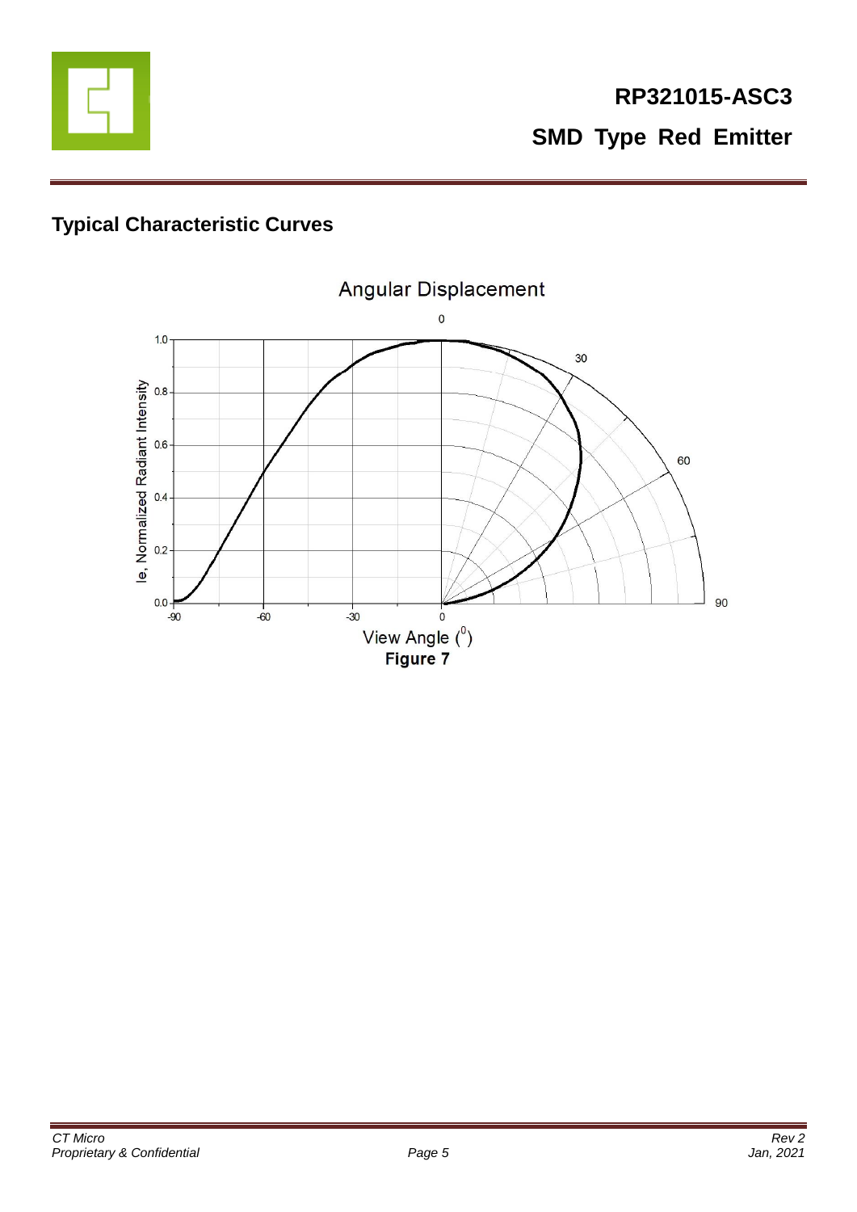## Typical Characteristic Curves

Figure 7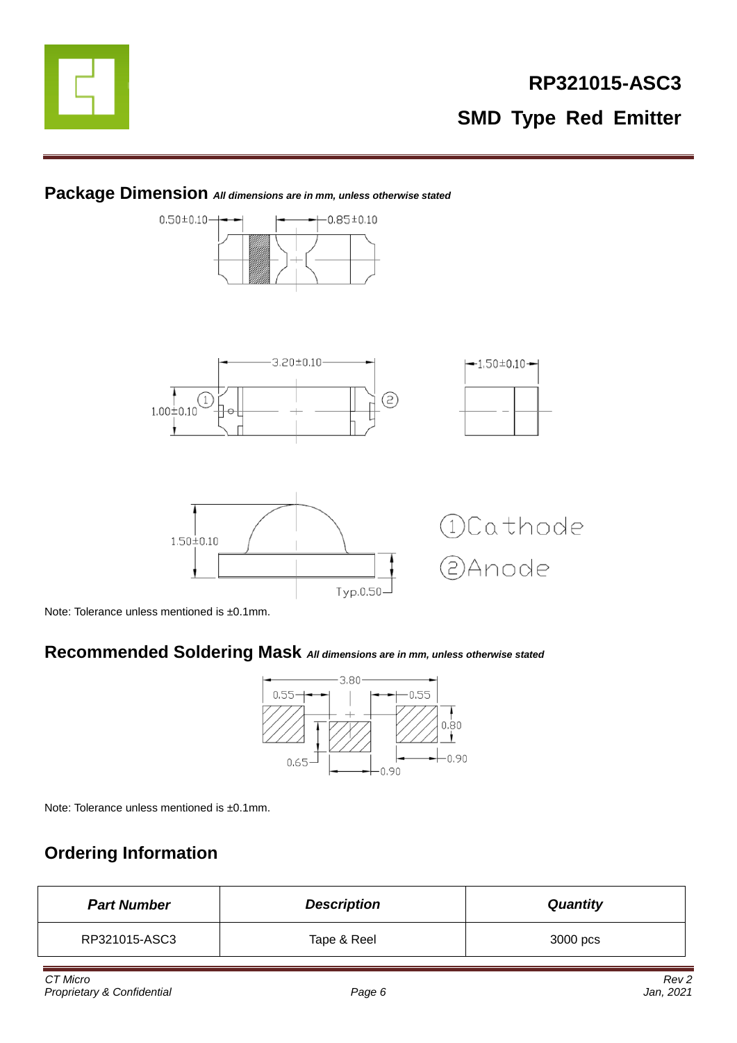# RP321015-ASC3

## SMD Type Red Emitter

## Package Dimension *All dimensions are in mm, unless otherwise stated*

Note: Tolerance unless mentioned is ±0.1mm.

## Recommended Soldering Mask *All dimensions are in mm, unless otherwise stated*

Note: Tolerance unless mentioned is ±0.1mm.

## Ordering Information

| ***Part Number*** | ***Description*** | ***Quantity*** |
|---|---|---|
| RP321015-ASC3 | Tape & Reel | 3000 pcs |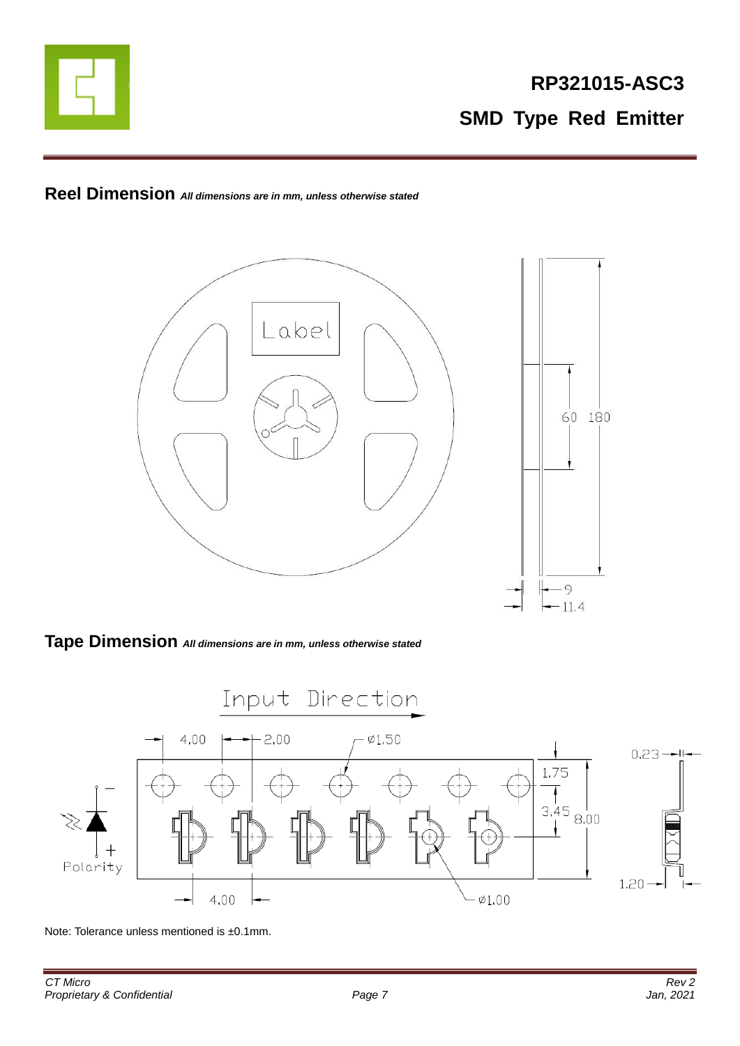## Reel Dimension *All dimensions are in mm, unless otherwise stated*

## Tape Dimension *All dimensions are in mm, unless otherwise stated*

Note: Tolerance unless mentioned is ±0.1mm.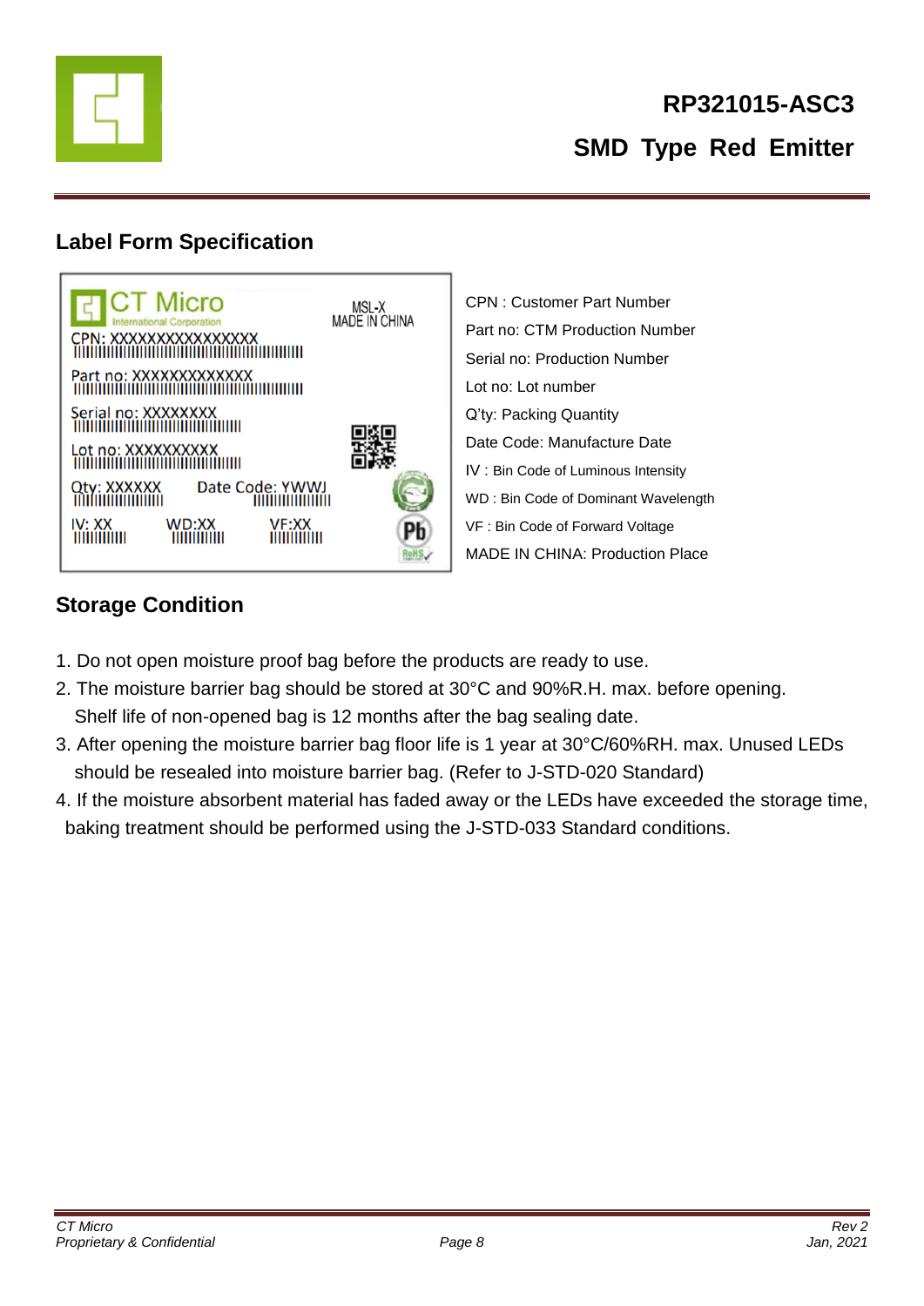## Label Form Specification

CT Micro
International Corporation

MSL-X
MADE IN CHINA

CPN: XXXXXXXXXXXXXXX

Part no: XXXXXXXXXXXXX

Serial no: XXXXXXXX

Lot no: XXXXXXXXXX

Qty: XXXXXX    Date Code: YWWJ

IV: XX    WD:XX    VF:XX

CPN : Customer Part Number
Part no: CTM Production Number
Serial no: Production Number
Lot no: Lot number
Q'ty: Packing Quantity
Date Code: Manufacture Date
IV : Bin Code of Luminous Intensity
WD : Bin Code of Dominant Wavelength
VF : Bin Code of Forward Voltage
MADE IN CHINA: Production Place

## Storage Condition

1. Do not open moisture proof bag before the products are ready to use.
2. The moisture barrier bag should be stored at 30°C and 90%R.H. max. before opening.
   Shelf life of non-opened bag is 12 months after the bag sealing date.
3. After opening the moisture barrier bag floor life is 1 year at 30°C/60%RH. max. Unused LEDs should be resealed into moisture barrier bag. (Refer to J-STD-020 Standard)
4. If the moisture absorbent material has faded away or the LEDs have exceeded the storage time, baking treatment should be performed using the J-STD-033 Standard conditions.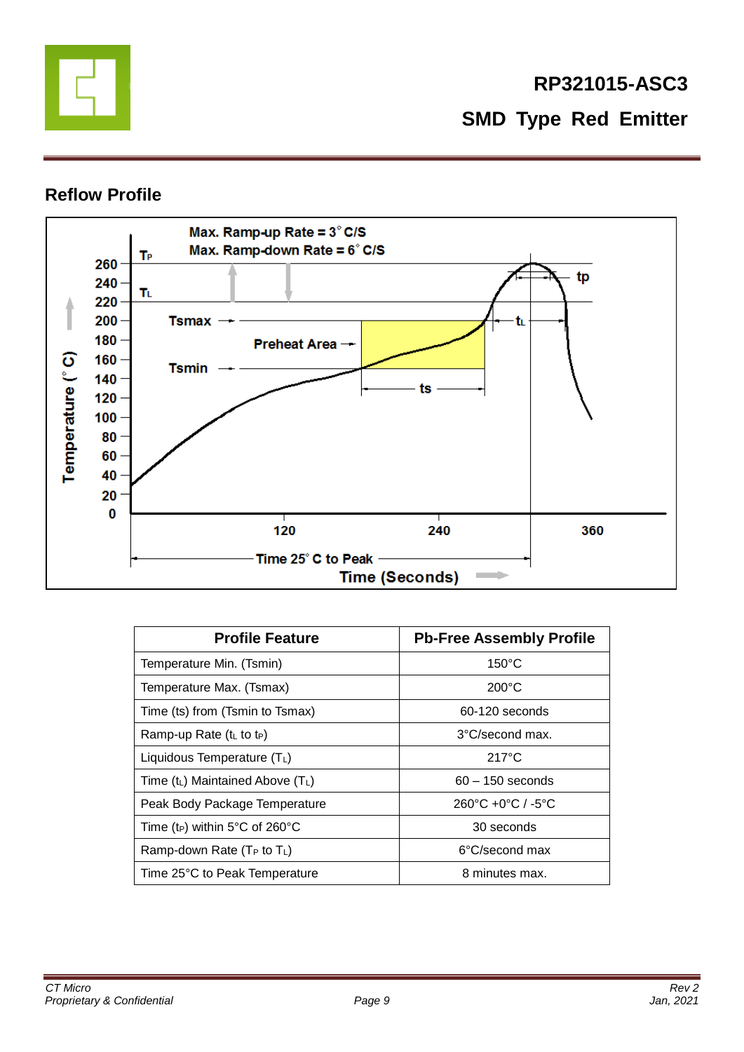## Reflow Profile

| Profile Feature | Pb-Free Assembly Profile |
|---|---|
| Temperature Min. (Tsmin) | 150°C |
| Temperature Max. (Tsmax) | 200°C |
| Time (ts) from (Tsmin to Tsmax) | 60-120 seconds |
| Ramp-up Rate ($t_L$ to $t_P$) | 3°C/second max. |
| Liquidous Temperature ($T_L$) | 217°C |
| Time ($t_L$) Maintained Above ($T_L$) | 60 – 150 seconds |
| Peak Body Package Temperature | 260°C +0°C / -5°C |
| Time ($t_P$) within 5°C of 260°C | 30 seconds |
| Ramp-down Rate ($T_P$ to $T_L$) | 6°C/second max |
| Time 25°C to Peak Temperature | 8 minutes max. |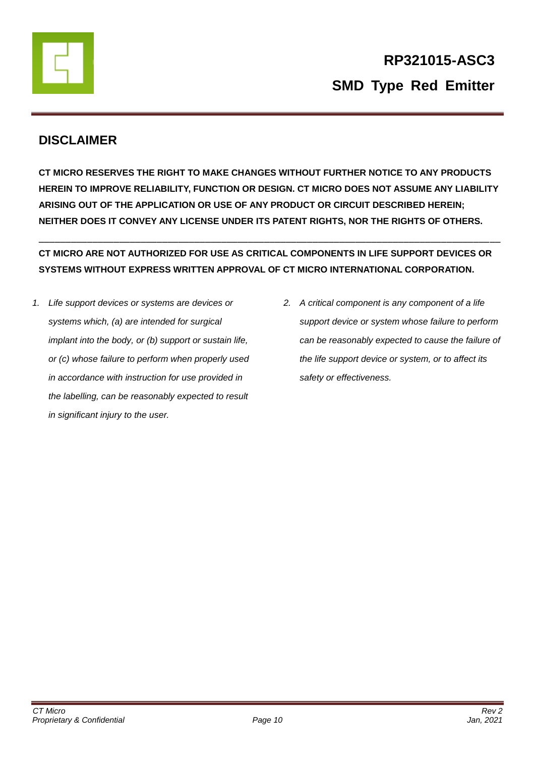## DISCLAIMER

**CT MICRO RESERVES THE RIGHT TO MAKE CHANGES WITHOUT FURTHER NOTICE TO ANY PRODUCTS HEREIN TO IMPROVE RELIABILITY, FUNCTION OR DESIGN. CT MICRO DOES NOT ASSUME ANY LIABILITY ARISING OUT OF THE APPLICATION OR USE OF ANY PRODUCT OR CIRCUIT DESCRIBED HEREIN; NEITHER DOES IT CONVEY ANY LICENSE UNDER ITS PATENT RIGHTS, NOR THE RIGHTS OF OTHERS.**

---

**CT MICRO ARE NOT AUTHORIZED FOR USE AS CRITICAL COMPONENTS IN LIFE SUPPORT DEVICES OR SYSTEMS WITHOUT EXPRESS WRITTEN APPROVAL OF CT MICRO INTERNATIONAL CORPORATION.**

1. *Life support devices or systems are devices or systems which, (a) are intended for surgical implant into the body, or (b) support or sustain life, or (c) whose failure to perform when properly used in accordance with instruction for use provided in the labelling, can be reasonably expected to result in significant injury to the user.*
2. *A critical component is any component of a life support device or system whose failure to perform can be reasonably expected to cause the failure of the life support device or system, or to affect its safety or effectiveness.*